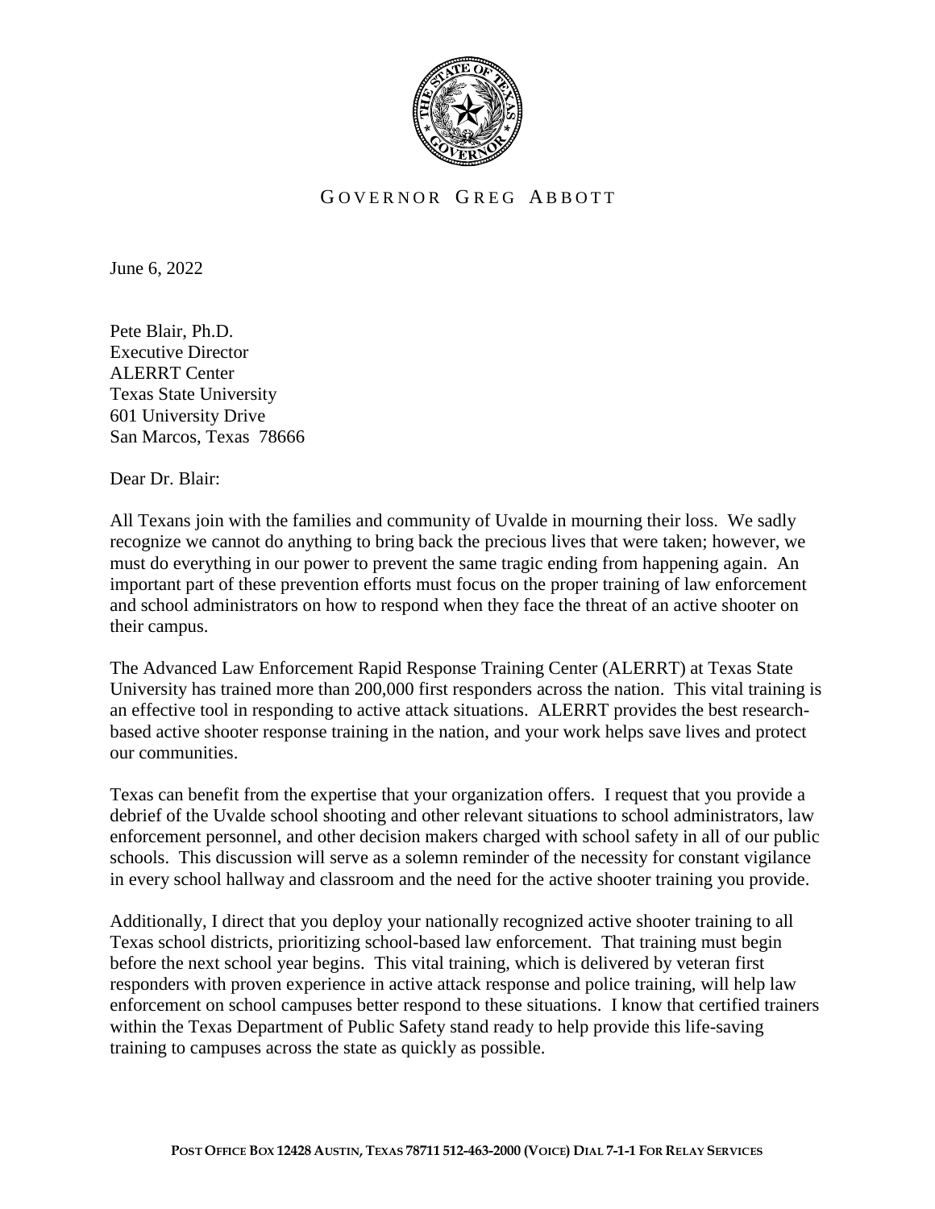GOVERNOR GREG ABBOTT

June 6, 2022

Pete Blair, Ph.D.
Executive Director
ALERRT Center
Texas State University
601 University Drive
San Marcos, Texas 78666

Dear Dr. Blair:

All Texans join with the families and community of Uvalde in mourning their loss. We sadly recognize we cannot do anything to bring back the precious lives that were taken; however, we must do everything in our power to prevent the same tragic ending from happening again. An important part of these prevention efforts must focus on the proper training of law enforcement and school administrators on how to respond when they face the threat of an active shooter on their campus.

The Advanced Law Enforcement Rapid Response Training Center (ALERRT) at Texas State University has trained more than 200,000 first responders across the nation. This vital training is an effective tool in responding to active attack situations. ALERRT provides the best research-based active shooter response training in the nation, and your work helps save lives and protect our communities.

Texas can benefit from the expertise that your organization offers. I request that you provide a debrief of the Uvalde school shooting and other relevant situations to school administrators, law enforcement personnel, and other decision makers charged with school safety in all of our public schools. This discussion will serve as a solemn reminder of the necessity for constant vigilance in every school hallway and classroom and the need for the active shooter training you provide.

Additionally, I direct that you deploy your nationally recognized active shooter training to all Texas school districts, prioritizing school-based law enforcement. That training must begin before the next school year begins. This vital training, which is delivered by veteran first responders with proven experience in active attack response and police training, will help law enforcement on school campuses better respond to these situations. I know that certified trainers within the Texas Department of Public Safety stand ready to help provide this life-saving training to campuses across the state as quickly as possible.

POST OFFICE BOX 12428 AUSTIN, TEXAS 78711 512-463-2000 (VOICE) DIAL 7-1-1 FOR RELAY SERVICES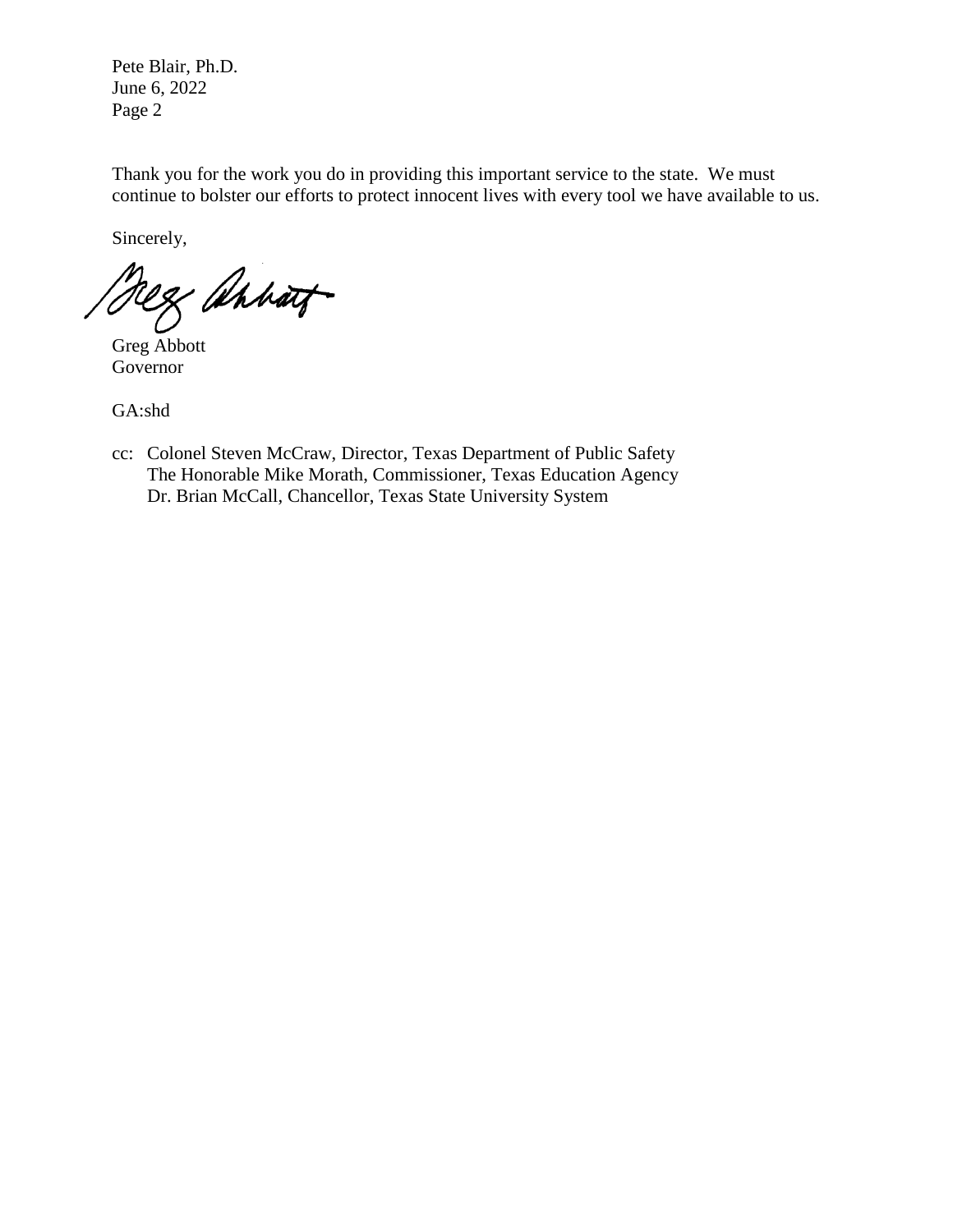Pete Blair, Ph.D.
June 6, 2022
Page 2

Thank you for the work you do in providing this important service to the state. We must continue to bolster our efforts to protect innocent lives with every tool we have available to us.

Sincerely,

Greg Abbott
Governor

GA:shd

cc: Colonel Steven McCraw, Director, Texas Department of Public Safety
The Honorable Mike Morath, Commissioner, Texas Education Agency
Dr. Brian McCall, Chancellor, Texas State University System